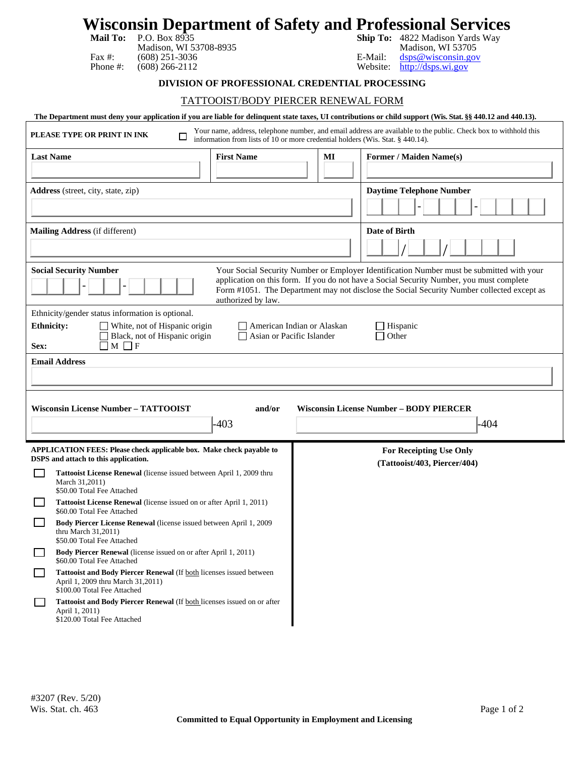# Wisconsin Department of Safety and Professional Services

**Mail To:** P.O. Box 8935
Madison, WI 53708-8935
Fax #: (608) 251-3036
Phone #: (608) 266-2112

**Ship To:** 4822 Madison Yards Way
Madison, WI 53705
E-Mail: dsps@wisconsin.gov
Website: http://dsps.wi.gov

**DIVISION OF PROFESSIONAL CREDENTIAL PROCESSING**

TATTOOIST/BODY PIERCER RENEWAL FORM

**The Department must deny your application if you are liable for delinquent state taxes, UI contributions or child support (Wis. Stat. §§ 440.12 and 440.13).**

**PLEASE TYPE OR PRINT IN INK** ☐ Your name, address, telephone number, and email address are available to the public. Check box to withhold this information from lists of 10 or more credential holders (Wis. Stat. § 440.14).

| **Last Name** | **First Name** | **MI** | **Former / Maiden Name(s)** |
|---|---|---|---|
| | | | |

| **Address** (street, city, state, zip) | **Daytime Telephone Number** |
|---|---|
| | ___ - ___ - ____ |
| **Mailing Address** (if different) | **Date of Birth** |
| | __ / __ / ____ |

**Social Security Number** ___ - __ - ____

Your Social Security Number or Employer Identification Number must be submitted with your application on this form. If you do not have a Social Security Number, you must complete Form #1051. The Department may not disclose the Social Security Number collected except as authorized by law.

Ethnicity/gender status information is optional.

**Ethnicity:** ☐ White, not of Hispanic origin ☐ Black, not of Hispanic origin ☐ American Indian or Alaskan ☐ Asian or Pacific Islander ☐ Hispanic ☐ Other

**Sex:** ☐ M ☐ F

**Email Address**

**Wisconsin License Number – TATTOOIST** ________ -403 **and/or** **Wisconsin License Number – BODY PIERCER** ________ -404

**APPLICATION FEES: Please check applicable box. Make check payable to DSPS and attach to this application.**

- ☐ **Tattooist License Renewal** (license issued between April 1, 2009 thru March 31,2011)
  $50.00 Total Fee Attached
- ☐ **Tattooist License Renewal** (license issued on or after April 1, 2011)
  $60.00 Total Fee Attached
- ☐ **Body Piercer License Renewal** (license issued between April 1, 2009 thru March 31,2011)
  $50.00 Total Fee Attached
- ☐ **Body Piercer Renewal** (license issued on or after April 1, 2011)
  $60.00 Total Fee Attached
- ☐ **Tattooist and Body Piercer Renewal** (If both licenses issued between April 1, 2009 thru March 31,2011)
  $100.00 Total Fee Attached
- ☐ **Tattooist and Body Piercer Renewal** (If both licenses issued on or after April 1, 2011)
  $120.00 Total Fee Attached

**For Receipting Use Only**
**(Tattooist/403, Piercer/404)**

#3207 (Rev. 5/20)
Wis. Stat. ch. 463

**Committed to Equal Opportunity in Employment and Licensing**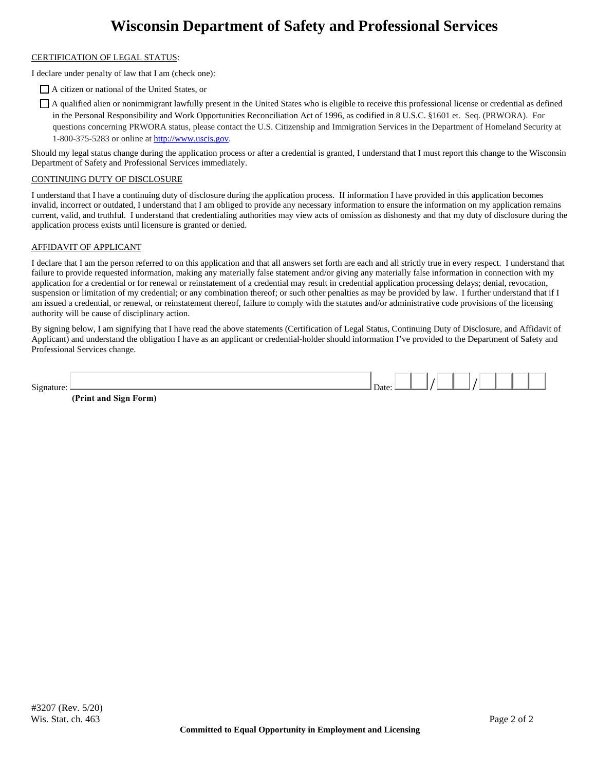# Wisconsin Department of Safety and Professional Services

CERTIFICATION OF LEGAL STATUS:

I declare under penalty of law that I am (check one):

- ☐ A citizen or national of the United States, or
- ☐ A qualified alien or nonimmigrant lawfully present in the United States who is eligible to receive this professional license or credential as defined in the Personal Responsibility and Work Opportunities Reconciliation Act of 1996, as codified in 8 U.S.C. §1601 et. Seq. (PRWORA). For questions concerning PRWORA status, please contact the U.S. Citizenship and Immigration Services in the Department of Homeland Security at 1-800-375-5283 or online at http://www.uscis.gov.

Should my legal status change during the application process or after a credential is granted, I understand that I must report this change to the Wisconsin Department of Safety and Professional Services immediately.

CONTINUING DUTY OF DISCLOSURE

I understand that I have a continuing duty of disclosure during the application process. If information I have provided in this application becomes invalid, incorrect or outdated, I understand that I am obliged to provide any necessary information to ensure the information on my application remains current, valid, and truthful. I understand that credentialing authorities may view acts of omission as dishonesty and that my duty of disclosure during the application process exists until licensure is granted or denied.

AFFIDAVIT OF APPLICANT

I declare that I am the person referred to on this application and that all answers set forth are each and all strictly true in every respect. I understand that failure to provide requested information, making any materially false statement and/or giving any materially false information in connection with my application for a credential or for renewal or reinstatement of a credential may result in credential application processing delays; denial, revocation, suspension or limitation of my credential; or any combination thereof; or such other penalties as may be provided by law. I further understand that if I am issued a credential, or renewal, or reinstatement thereof, failure to comply with the statutes and/or administrative code provisions of the licensing authority will be cause of disciplinary action.

By signing below, I am signifying that I have read the above statements (Certification of Legal Status, Continuing Duty of Disclosure, and Affidavit of Applicant) and understand the obligation I have as an applicant or credential-holder should information I've provided to the Department of Safety and Professional Services change.

Signature: ______________________________ Date: ___ / ___ / _____

**(Print and Sign Form)**

#3207 (Rev. 5/20)
Wis. Stat. ch. 463

**Committed to Equal Opportunity in Employment and Licensing**